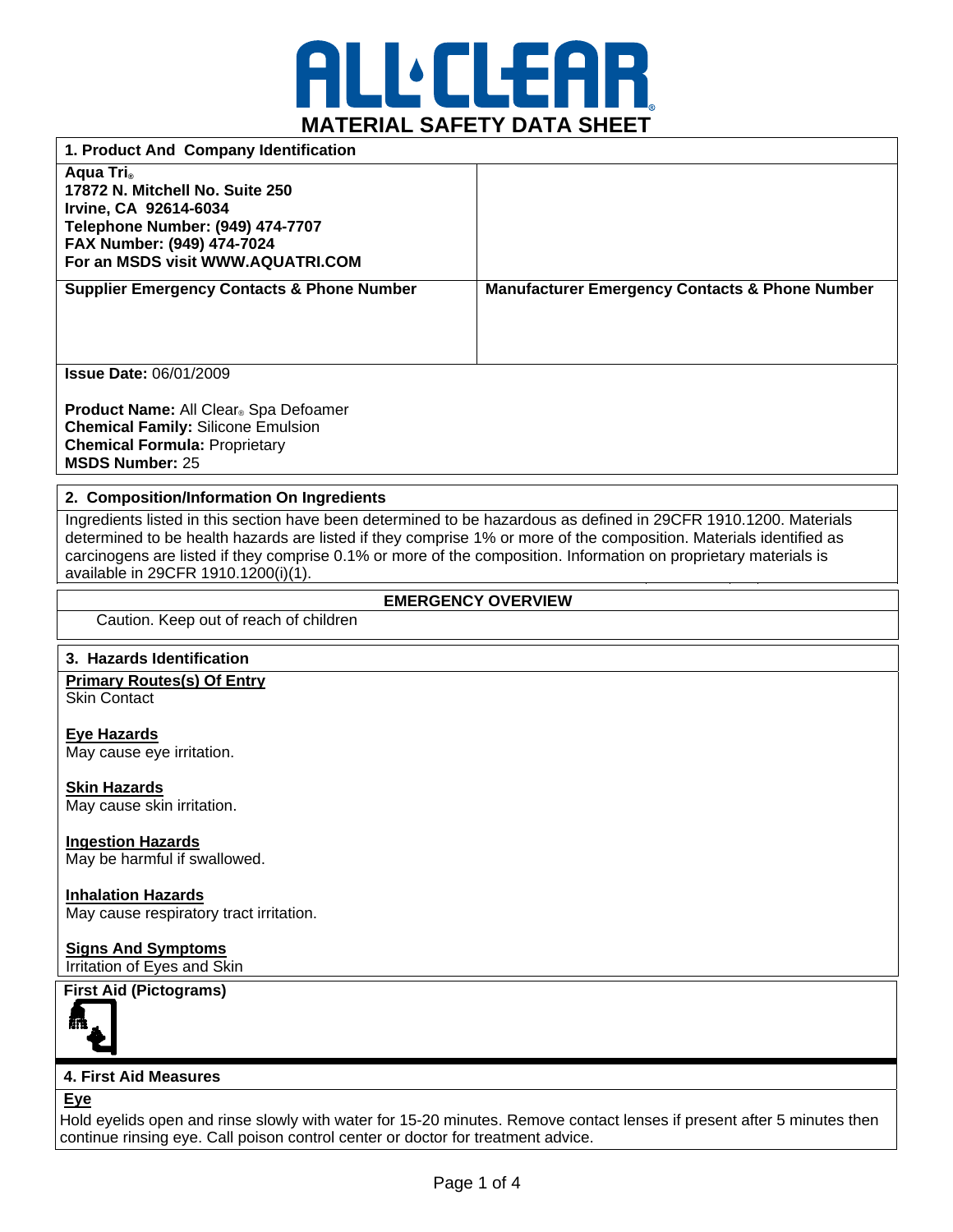# ALL CLEAR®

# MATERIAL SAFETY DATA SHEET

## 1. Product And Company Identification

**Aqua Tri®**
**17872 N. Mitchell No. Suite 250**
**Irvine, CA 92614-6034**
**Telephone Number: (949) 474-7707**
**FAX Number: (949) 474-7024**
**For an MSDS visit WWW.AQUATRI.COM**

| Supplier Emergency Contacts & Phone Number | Manufacturer Emergency Contacts & Phone Number |
|---|---|
| | |

**Issue Date:** 06/01/2009

**Product Name:** All Clear® Spa Defoamer
**Chemical Family:** Silicone Emulsion
**Chemical Formula:** Proprietary
**MSDS Number:** 25

## 2. Composition/Information On Ingredients

Ingredients listed in this section have been determined to be hazardous as defined in 29CFR 1910.1200. Materials determined to be health hazards are listed if they comprise 1% or more of the composition. Materials identified as carcinogens are listed if they comprise 0.1% or more of the composition. Information on proprietary materials is available in 29CFR 1910.1200(i)(1).

### EMERGENCY OVERVIEW

Caution. Keep out of reach of children

## 3. Hazards Identification

**Primary Routes(s) Of Entry**
Skin Contact

**Eye Hazards**
May cause eye irritation.

**Skin Hazards**
May cause skin irritation.

**Ingestion Hazards**
May be harmful if swallowed.

**Inhalation Hazards**
May cause respiratory tract irritation.

**Signs And Symptoms**
Irritation of Eyes and Skin

**First Aid (Pictograms)**

## 4. First Aid Measures

**Eye**

Hold eyelids open and rinse slowly with water for 15-20 minutes. Remove contact lenses if present after 5 minutes then continue rinsing eye. Call poison control center or doctor for treatment advice.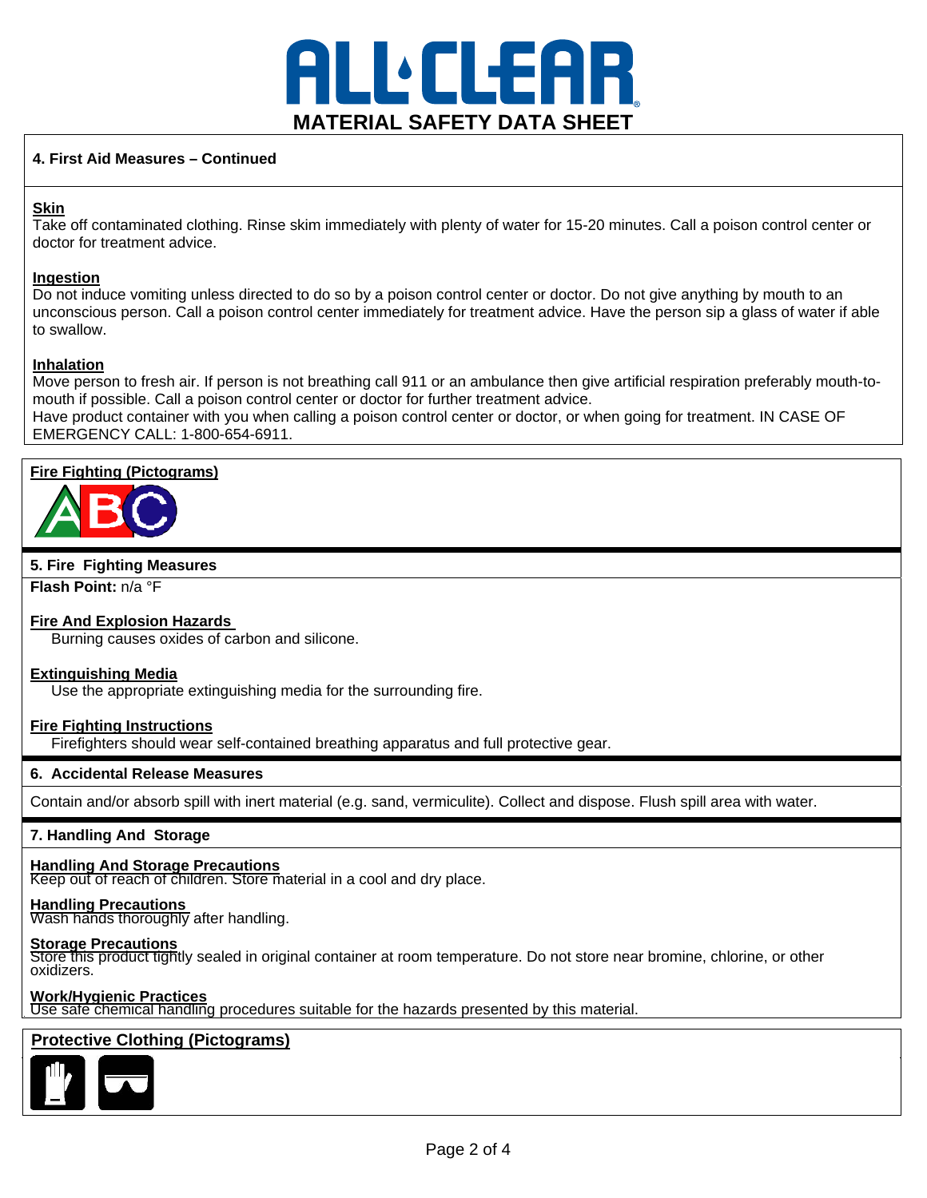# ALL·CLEAR

## MATERIAL SAFETY DATA SHEET

### 4. First Aid Measures – Continued

**Skin**

Take off contaminated clothing. Rinse skim immediately with plenty of water for 15-20 minutes. Call a poison control center or doctor for treatment advice.

**Ingestion**

Do not induce vomiting unless directed to do so by a poison control center or doctor. Do not give anything by mouth to an unconscious person. Call a poison control center immediately for treatment advice. Have the person sip a glass of water if able to swallow.

**Inhalation**

Move person to fresh air. If person is not breathing call 911 or an ambulance then give artificial respiration preferably mouth-to-mouth if possible. Call a poison control center or doctor for further treatment advice.
Have product container with you when calling a poison control center or doctor, or when going for treatment. IN CASE OF EMERGENCY CALL: 1-800-654-6911.

**Fire Fighting (Pictograms)**

### 5. Fire Fighting Measures

**Flash Point:** n/a °F

**Fire And Explosion Hazards**

Burning causes oxides of carbon and silicone.

**Extinguishing Media**

Use the appropriate extinguishing media for the surrounding fire.

**Fire Fighting Instructions**

Firefighters should wear self-contained breathing apparatus and full protective gear.

### 6. Accidental Release Measures

Contain and/or absorb spill with inert material (e.g. sand, vermiculite). Collect and dispose. Flush spill area with water.

### 7. Handling And Storage

**Handling And Storage Precautions**

Keep out of reach of children. Store material in a cool and dry place.

**Handling Precautions**

Wash hands thoroughly after handling.

**Storage Precautions**

Store this product tightly sealed in original container at room temperature. Do not store near bromine, chlorine, or other oxidizers.

**Work/Hygienic Practices**

Use safe chemical handling procedures suitable for the hazards presented by this material.

**Protective Clothing (Pictograms)**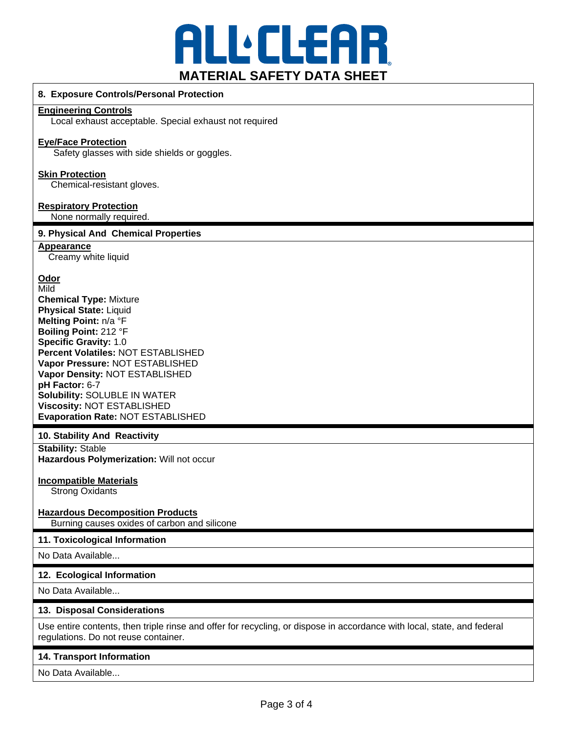# ALL-CLEAR

## MATERIAL SAFETY DATA SHEET

### 8. Exposure Controls/Personal Protection

**Engineering Controls**

Local exhaust acceptable. Special exhaust not required

**Eye/Face Protection**

Safety glasses with side shields or goggles.

**Skin Protection**

Chemical-resistant gloves.

**Respiratory Protection**

None normally required.

### 9. Physical And Chemical Properties

**Appearance**

Creamy white liquid

**Odor**

Mild

**Chemical Type:** Mixture
**Physical State:** Liquid
**Melting Point:** n/a °F
**Boiling Point:** 212 °F
**Specific Gravity:** 1.0
**Percent Volatiles:** NOT ESTABLISHED
**Vapor Pressure:** NOT ESTABLISHED
**Vapor Density:** NOT ESTABLISHED
**pH Factor:** 6-7
**Solubility:** SOLUBLE IN WATER
**Viscosity:** NOT ESTABLISHED
**Evaporation Rate:** NOT ESTABLISHED

### 10. Stability And Reactivity

**Stability:** Stable
**Hazardous Polymerization:** Will not occur

**Incompatible Materials**

Strong Oxidants

**Hazardous Decomposition Products**

Burning causes oxides of carbon and silicone

### 11. Toxicological Information

No Data Available...

### 12. Ecological Information

No Data Available...

### 13. Disposal Considerations

Use entire contents, then triple rinse and offer for recycling, or dispose in accordance with local, state, and federal regulations. Do not reuse container.

### 14. Transport Information

No Data Available...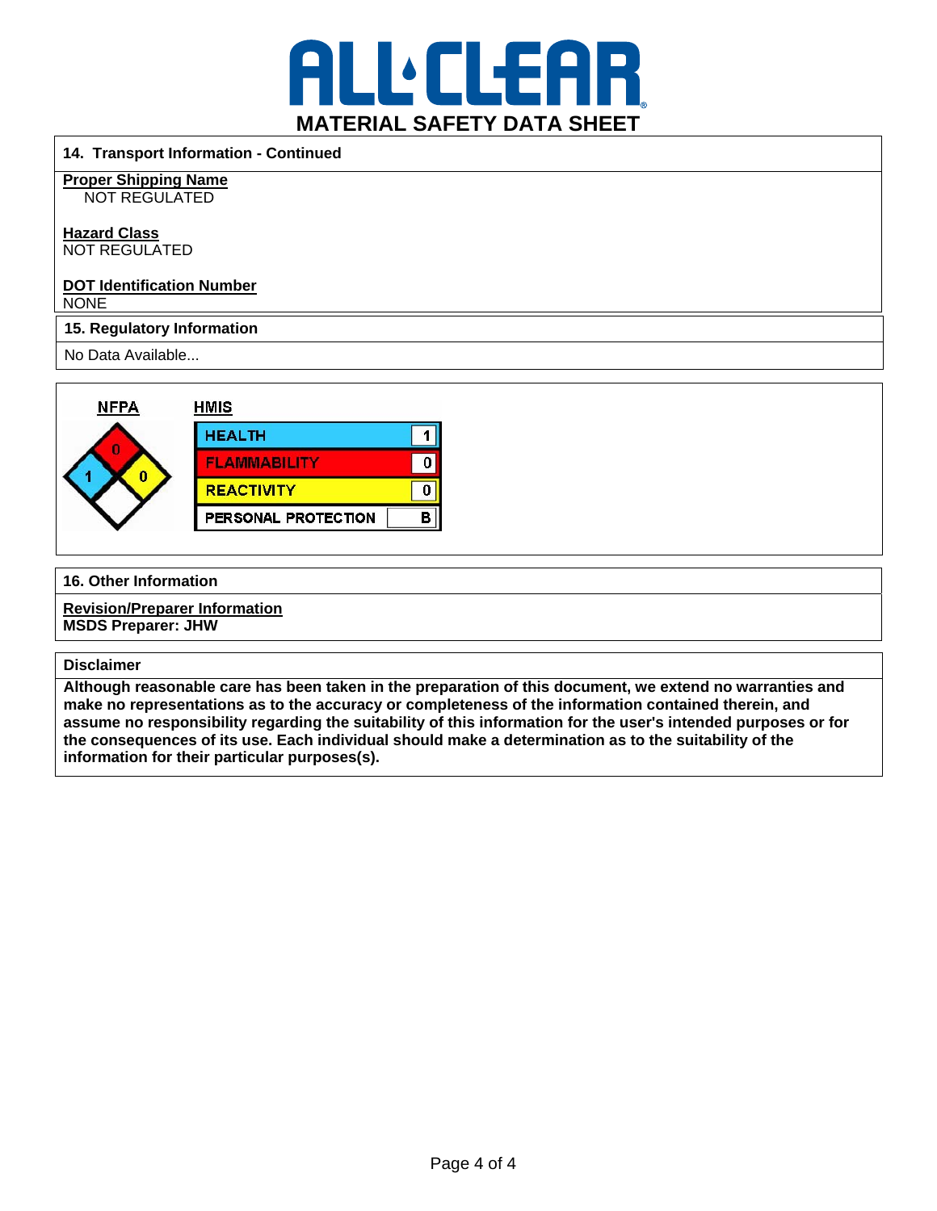# ALL-CLEAR

## MATERIAL SAFETY DATA SHEET

### 14. Transport Information - Continued

**Proper Shipping Name**
NOT REGULATED

**Hazard Class**
NOT REGULATED

**DOT Identification Number**
NONE

### 15. Regulatory Information

No Data Available...

**NFPA**

0

1 0

**HMIS**

| | |
|---|---|
| HEALTH | 1 |
| FLAMMABILITY | 0 |
| REACTIVITY | 0 |
| PERSONAL PROTECTION | B |

### 16. Other Information

**Revision/Preparer Information**
**MSDS Preparer: JHW**

### Disclaimer

**Although reasonable care has been taken in the preparation of this document, we extend no warranties and make no representations as to the accuracy or completeness of the information contained therein, and assume no responsibility regarding the suitability of this information for the user's intended purposes or for the consequences of its use. Each individual should make a determination as to the suitability of the information for their particular purposes(s).**